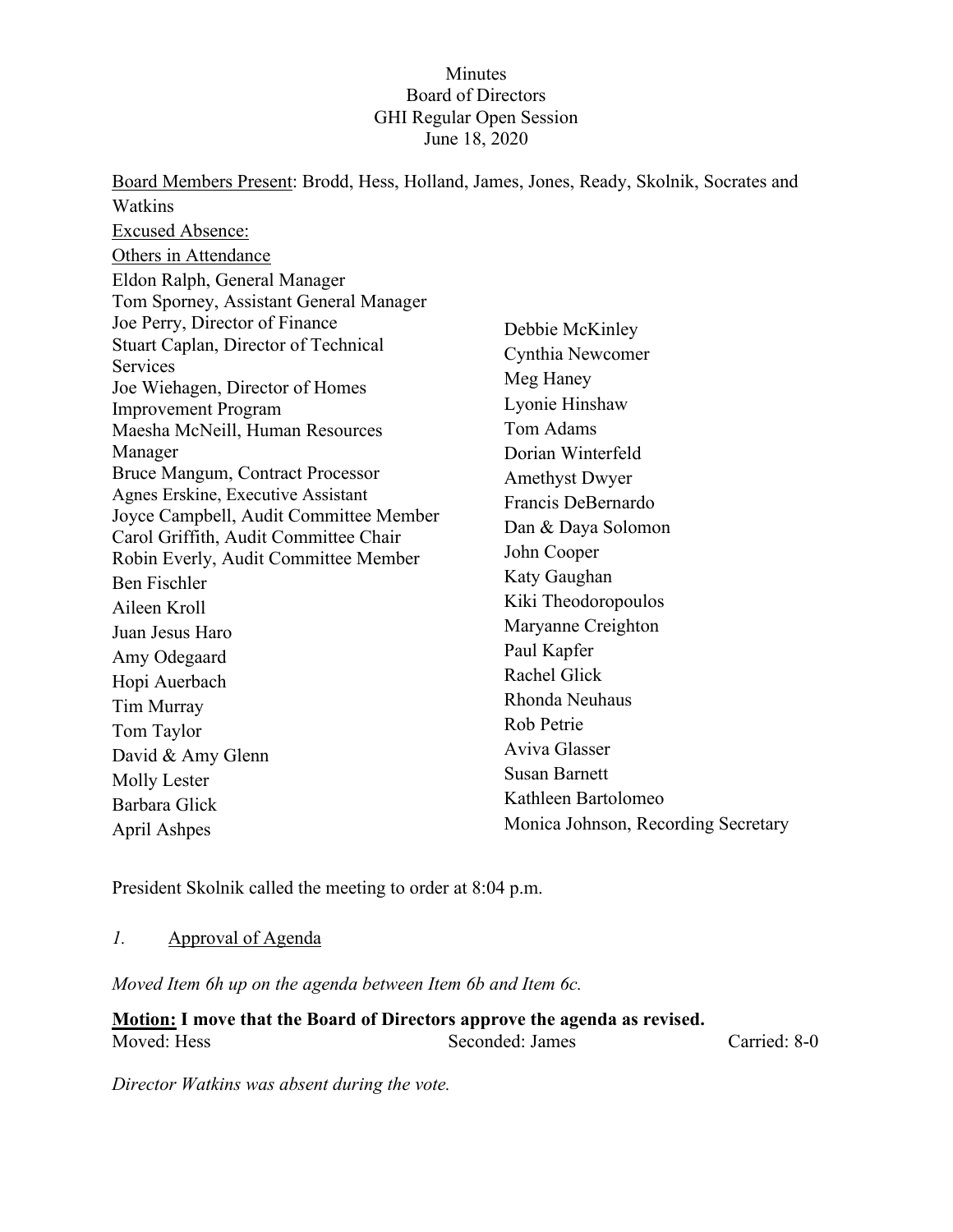# Minutes
## Board of Directors
## GHI Regular Open Session
## June 18, 2020

Board Members Present: Brodd, Hess, Holland, James, Jones, Ready, Skolnik, Socrates and Watkins

Excused Absence:

Others in Attendance

Eldon Ralph, General Manager
Tom Sporney, Assistant General Manager
Joe Perry, Director of Finance
Stuart Caplan, Director of Technical Services
Joe Wiehagen, Director of Homes Improvement Program
Maesha McNeill, Human Resources Manager
Bruce Mangum, Contract Processor
Agnes Erskine, Executive Assistant
Joyce Campbell, Audit Committee Member
Carol Griffith, Audit Committee Chair
Robin Everly, Audit Committee Member
Ben Fischler
Aileen Kroll
Juan Jesus Haro
Amy Odegaard
Hopi Auerbach
Tim Murray
Tom Taylor
David & Amy Glenn
Molly Lester
Barbara Glick
April Ashpes
Debbie McKinley
Cynthia Newcomer
Meg Haney
Lyonie Hinshaw
Tom Adams
Dorian Winterfeld
Amethyst Dwyer
Francis DeBernardo
Dan & Daya Solomon
John Cooper
Katy Gaughan
Kiki Theodoropoulos
Maryanne Creighton
Paul Kapfer
Rachel Glick
Rhonda Neuhaus
Rob Petrie
Aviva Glasser
Susan Barnett
Kathleen Bartolomeo
Monica Johnson, Recording Secretary

President Skolnik called the meeting to order at 8:04 p.m.

*1.* Approval of Agenda

*Moved Item 6h up on the agenda between Item 6b and Item 6c.*

**Motion: I move that the Board of Directors approve the agenda as revised.**

Moved: Hess | Seconded: James | Carried: 8-0

*Director Watkins was absent during the vote.*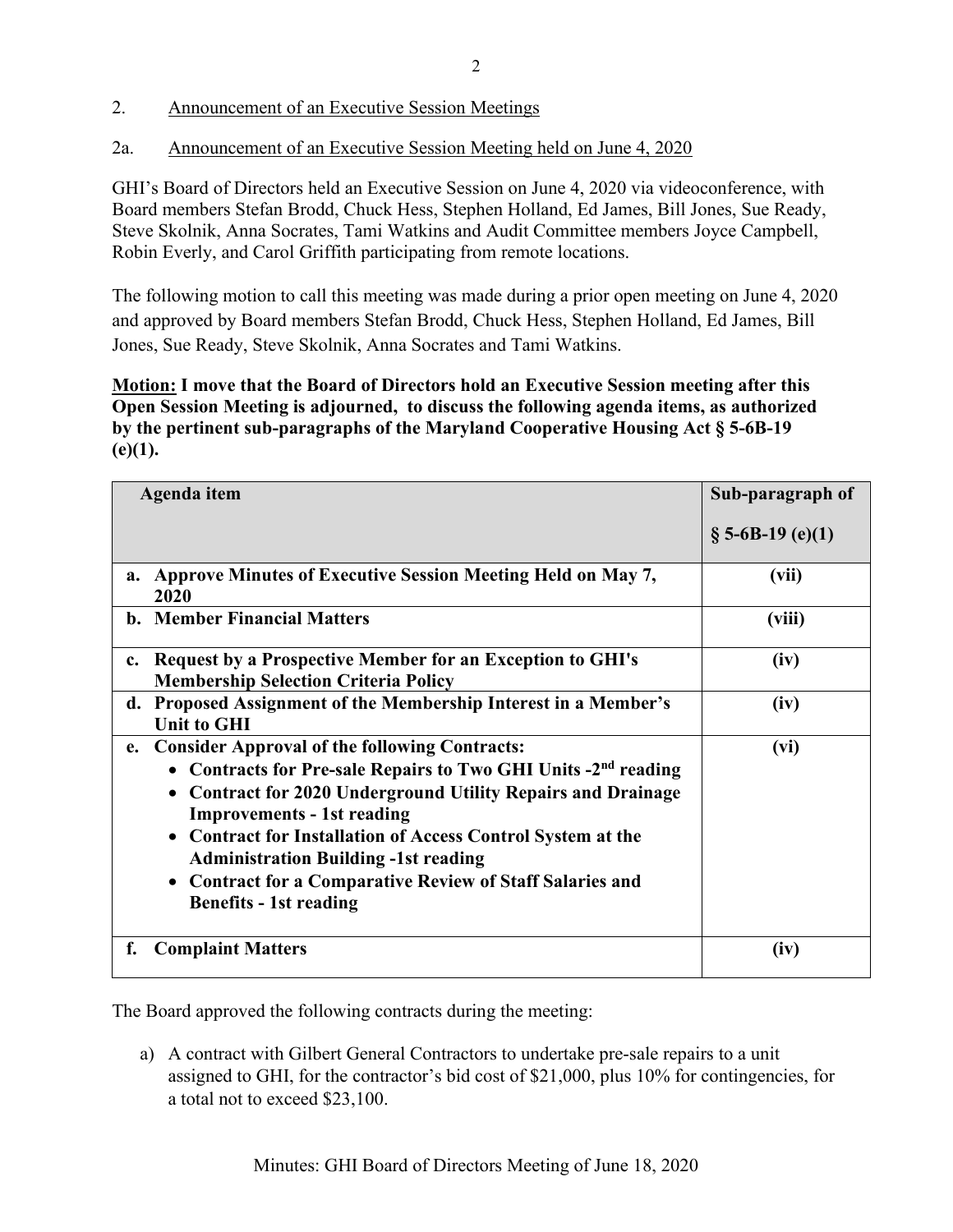2. Announcement of an Executive Session Meetings

2a. Announcement of an Executive Session Meeting held on June 4, 2020

GHI's Board of Directors held an Executive Session on June 4, 2020 via videoconference, with Board members Stefan Brodd, Chuck Hess, Stephen Holland, Ed James, Bill Jones, Sue Ready, Steve Skolnik, Anna Socrates, Tami Watkins and Audit Committee members Joyce Campbell, Robin Everly, and Carol Griffith participating from remote locations.

The following motion to call this meeting was made during a prior open meeting on June 4, 2020 and approved by Board members Stefan Brodd, Chuck Hess, Stephen Holland, Ed James, Bill Jones, Sue Ready, Steve Skolnik, Anna Socrates and Tami Watkins.

**Motion: I move that the Board of Directors hold an Executive Session meeting after this Open Session Meeting is adjourned, to discuss the following agenda items, as authorized by the pertinent sub-paragraphs of the Maryland Cooperative Housing Act § 5-6B-19 (e)(1).**

| Agenda item | Sub-paragraph of § 5-6B-19 (e)(1) |
|---|---|
| **a. Approve Minutes of Executive Session Meeting Held on May 7, 2020** | **(vii)** |
| **b. Member Financial Matters** | **(viii)** |
| **c. Request by a Prospective Member for an Exception to GHI's Membership Selection Criteria Policy** | **(iv)** |
| **d. Proposed Assignment of the Membership Interest in a Member's Unit to GHI** | **(iv)** |
| **e. Consider Approval of the following Contracts:** <br> • **Contracts for Pre-sale Repairs to Two GHI Units -2nd reading** <br> • **Contract for 2020 Underground Utility Repairs and Drainage Improvements - 1st reading** <br> • **Contract for Installation of Access Control System at the Administration Building -1st reading** <br> • **Contract for a Comparative Review of Staff Salaries and Benefits - 1st reading** | **(vi)** |
| **f. Complaint Matters** | **(iv)** |

The Board approved the following contracts during the meeting:

a) A contract with Gilbert General Contractors to undertake pre-sale repairs to a unit assigned to GHI, for the contractor's bid cost of $21,000, plus 10% for contingencies, for a total not to exceed $23,100.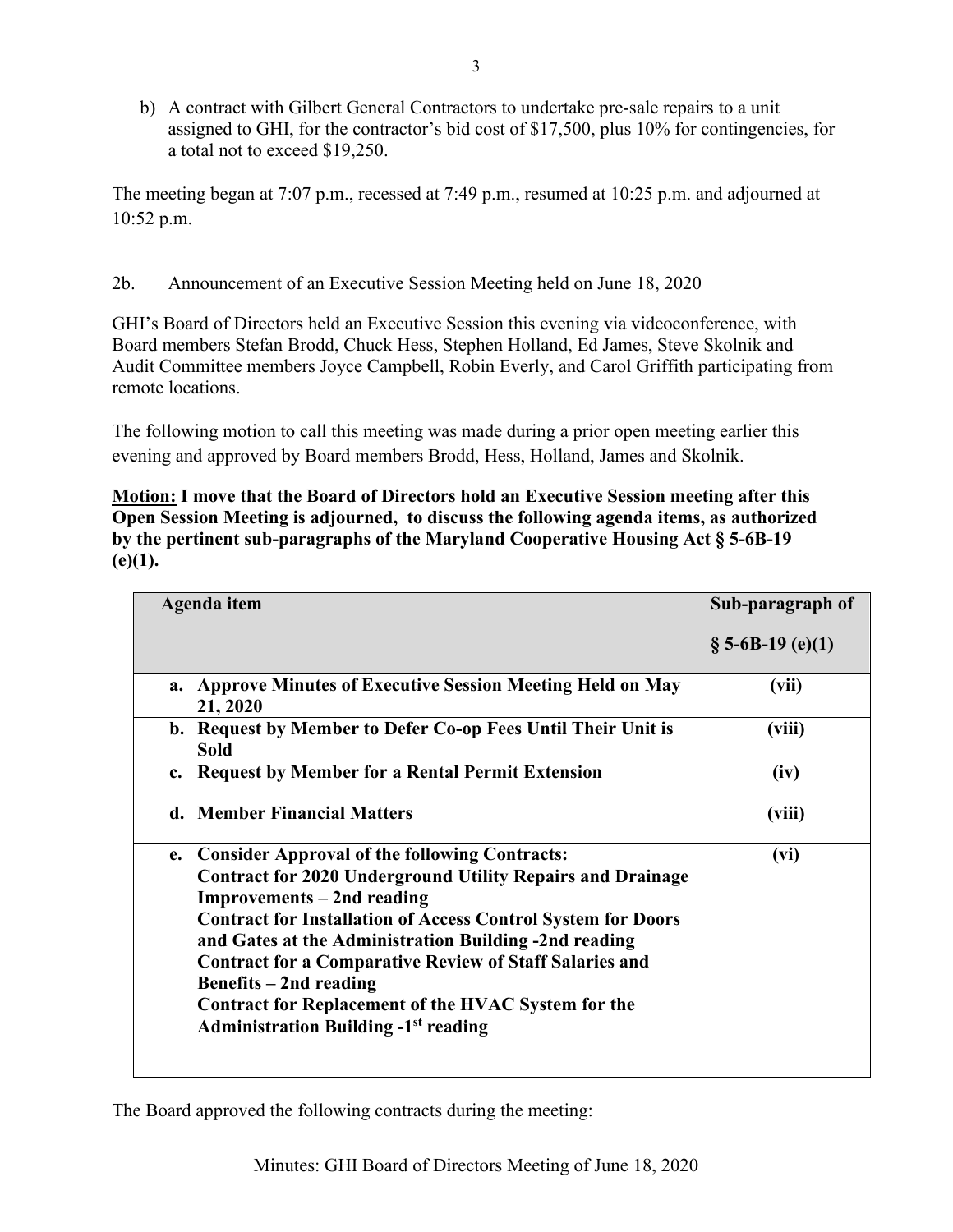b) A contract with Gilbert General Contractors to undertake pre-sale repairs to a unit assigned to GHI, for the contractor's bid cost of $17,500, plus 10% for contingencies, for a total not to exceed $19,250.

The meeting began at 7:07 p.m., recessed at 7:49 p.m., resumed at 10:25 p.m. and adjourned at 10:52 p.m.

2b. Announcement of an Executive Session Meeting held on June 18, 2020

GHI's Board of Directors held an Executive Session this evening via videoconference, with Board members Stefan Brodd, Chuck Hess, Stephen Holland, Ed James, Steve Skolnik and Audit Committee members Joyce Campbell, Robin Everly, and Carol Griffith participating from remote locations.

The following motion to call this meeting was made during a prior open meeting earlier this evening and approved by Board members Brodd, Hess, Holland, James and Skolnik.

**Motion: I move that the Board of Directors hold an Executive Session meeting after this Open Session Meeting is adjourned, to discuss the following agenda items, as authorized by the pertinent sub-paragraphs of the Maryland Cooperative Housing Act § 5-6B-19 (e)(1).**

| Agenda item | Sub-paragraph of § 5-6B-19 (e)(1) |
|---|---|
| **a. Approve Minutes of Executive Session Meeting Held on May 21, 2020** | **(vii)** |
| **b. Request by Member to Defer Co-op Fees Until Their Unit is Sold** | **(viii)** |
| **c. Request by Member for a Rental Permit Extension** | **(iv)** |
| **d. Member Financial Matters** | **(viii)** |
| **e. Consider Approval of the following Contracts:** <br> **Contract for 2020 Underground Utility Repairs and Drainage Improvements – 2nd reading** <br> **Contract for Installation of Access Control System for Doors and Gates at the Administration Building -2nd reading** <br> **Contract for a Comparative Review of Staff Salaries and Benefits – 2nd reading** <br> **Contract for Replacement of the HVAC System for the Administration Building -1st reading** | **(vi)** |

The Board approved the following contracts during the meeting: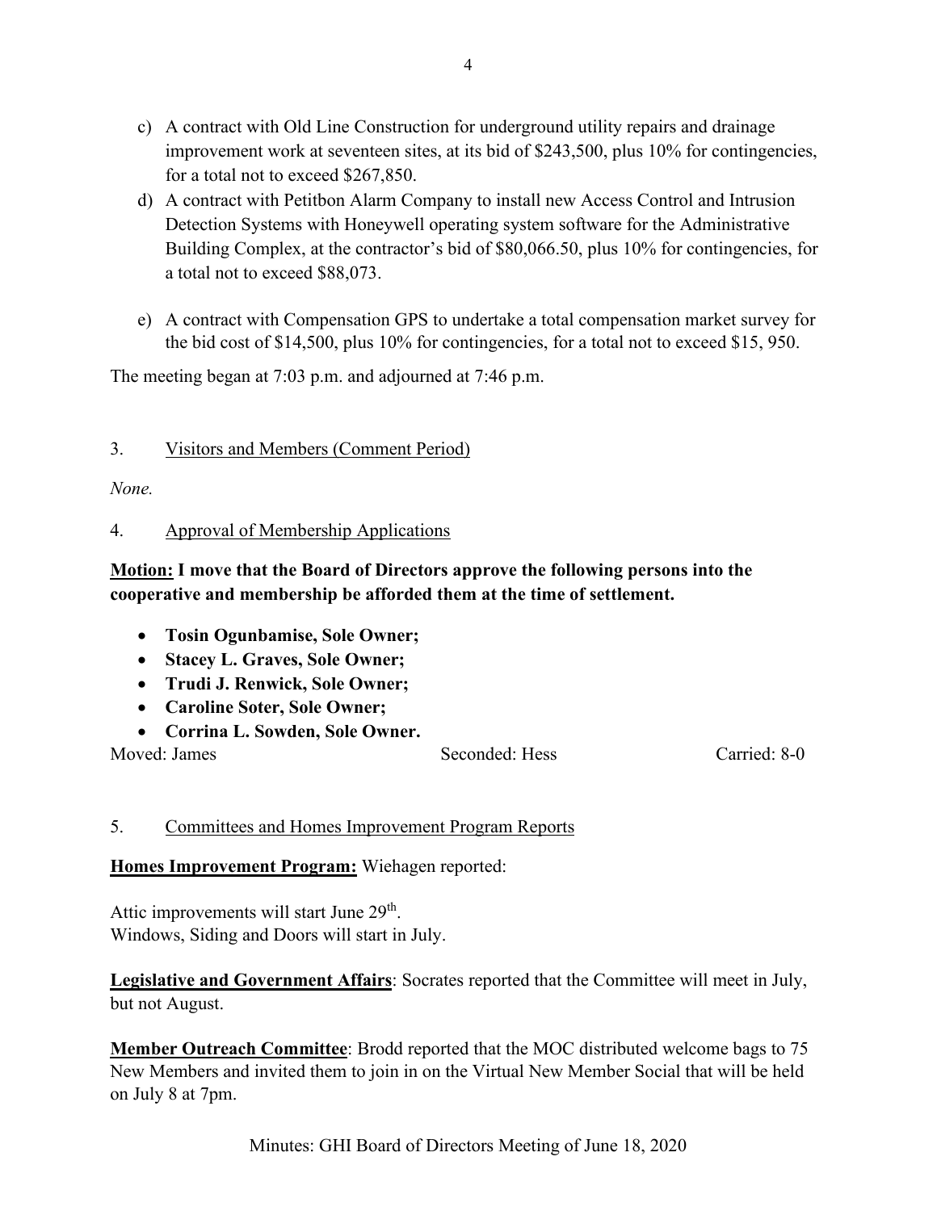c) A contract with Old Line Construction for underground utility repairs and drainage improvement work at seventeen sites, at its bid of $243,500, plus 10% for contingencies, for a total not to exceed $267,850.

d) A contract with Petitbon Alarm Company to install new Access Control and Intrusion Detection Systems with Honeywell operating system software for the Administrative Building Complex, at the contractor's bid of $80,066.50, plus 10% for contingencies, for a total not to exceed $88,073.

e) A contract with Compensation GPS to undertake a total compensation market survey for the bid cost of $14,500, plus 10% for contingencies, for a total not to exceed $15, 950.

The meeting began at 7:03 p.m. and adjourned at 7:46 p.m.

3. Visitors and Members (Comment Period)

*None.*

4. Approval of Membership Applications

**Motion: I move that the Board of Directors approve the following persons into the cooperative and membership be afforded them at the time of settlement.**

- **Tosin Ogunbamise, Sole Owner;**
- **Stacey L. Graves, Sole Owner;**
- **Trudi J. Renwick, Sole Owner;**
- **Caroline Soter, Sole Owner;**
- **Corrina L. Sowden, Sole Owner.**

Moved: James    Seconded: Hess    Carried: 8-0

5. Committees and Homes Improvement Program Reports

**Homes Improvement Program:** Wiehagen reported:

Attic improvements will start June 29th.
Windows, Siding and Doors will start in July.

**Legislative and Government Affairs**: Socrates reported that the Committee will meet in July, but not August.

**Member Outreach Committee**: Brodd reported that the MOC distributed welcome bags to 75 New Members and invited them to join in on the Virtual New Member Social that will be held on July 8 at 7pm.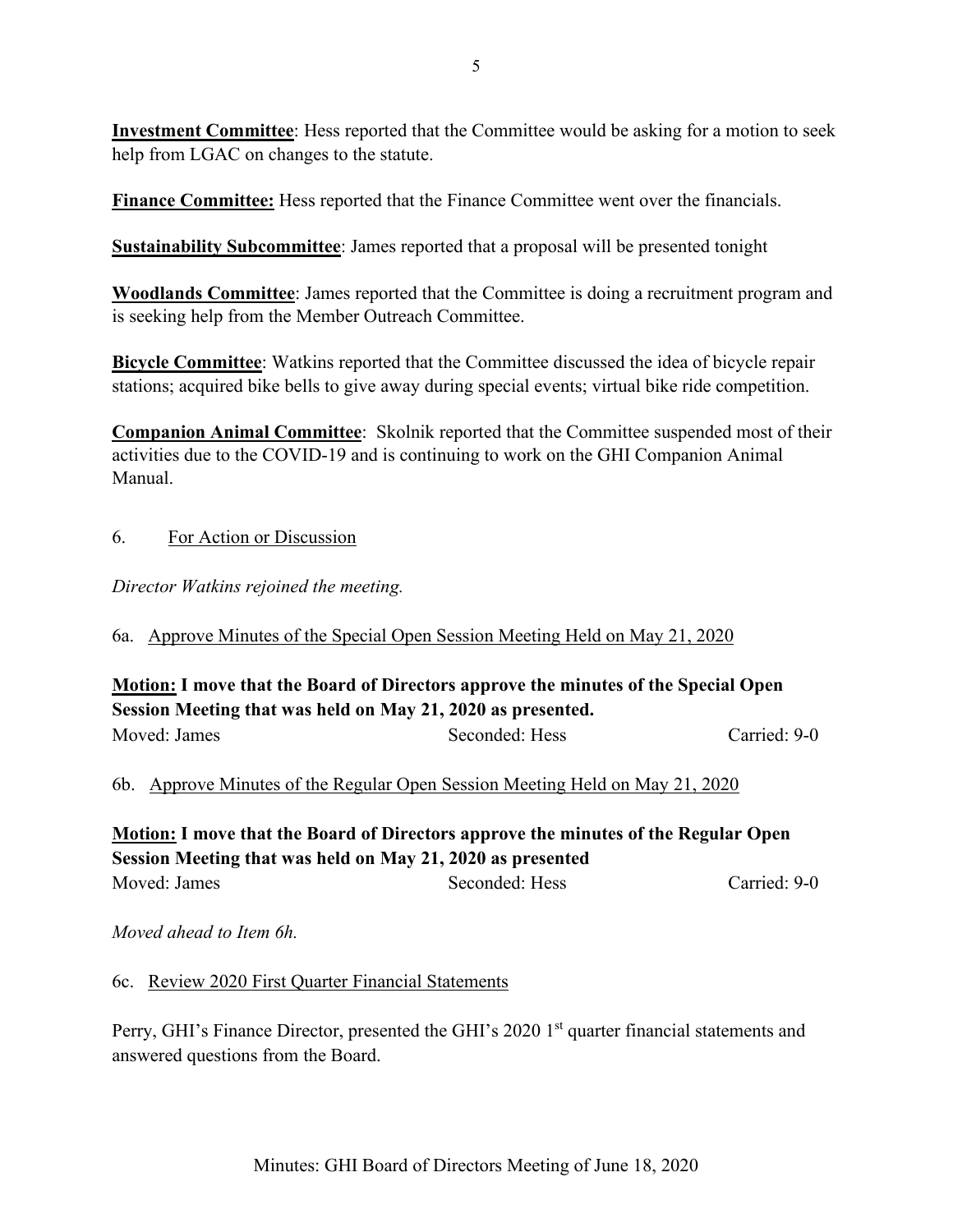**Investment Committee**: Hess reported that the Committee would be asking for a motion to seek help from LGAC on changes to the statute.

**Finance Committee:** Hess reported that the Finance Committee went over the financials.

**Sustainability Subcommittee**: James reported that a proposal will be presented tonight

**Woodlands Committee**: James reported that the Committee is doing a recruitment program and is seeking help from the Member Outreach Committee.

**Bicycle Committee**: Watkins reported that the Committee discussed the idea of bicycle repair stations; acquired bike bells to give away during special events; virtual bike ride competition.

**Companion Animal Committee**: Skolnik reported that the Committee suspended most of their activities due to the COVID-19 and is continuing to work on the GHI Companion Animal Manual.

6. For Action or Discussion

*Director Watkins rejoined the meeting.*

6a. Approve Minutes of the Special Open Session Meeting Held on May 21, 2020

**Motion: I move that the Board of Directors approve the minutes of the Special Open Session Meeting that was held on May 21, 2020 as presented.**

Moved: James Seconded: Hess Carried: 9-0

6b. Approve Minutes of the Regular Open Session Meeting Held on May 21, 2020

**Motion: I move that the Board of Directors approve the minutes of the Regular Open Session Meeting that was held on May 21, 2020 as presented**

Moved: James Seconded: Hess Carried: 9-0

*Moved ahead to Item 6h.*

6c. Review 2020 First Quarter Financial Statements

Perry, GHI's Finance Director, presented the GHI's 2020 1st quarter financial statements and answered questions from the Board.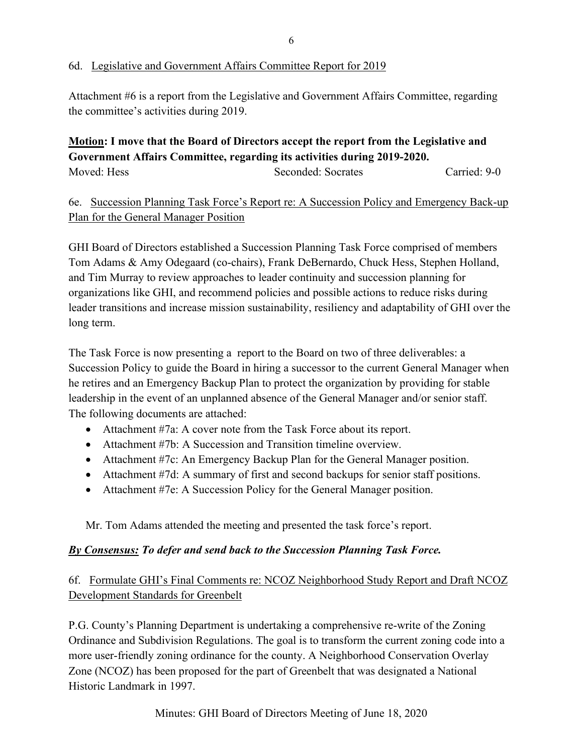6d. Legislative and Government Affairs Committee Report for 2019

Attachment #6 is a report from the Legislative and Government Affairs Committee, regarding the committee's activities during 2019.

**Motion: I move that the Board of Directors accept the report from the Legislative and Government Affairs Committee, regarding its activities during 2019-2020.**

Moved: Hess  Seconded: Socrates  Carried: 9-0

6e. Succession Planning Task Force's Report re: A Succession Policy and Emergency Back-up Plan for the General Manager Position

GHI Board of Directors established a Succession Planning Task Force comprised of members Tom Adams & Amy Odegaard (co-chairs), Frank DeBernardo, Chuck Hess, Stephen Holland, and Tim Murray to review approaches to leader continuity and succession planning for organizations like GHI, and recommend policies and possible actions to reduce risks during leader transitions and increase mission sustainability, resiliency and adaptability of GHI over the long term.

The Task Force is now presenting a report to the Board on two of three deliverables: a Succession Policy to guide the Board in hiring a successor to the current General Manager when he retires and an Emergency Backup Plan to protect the organization by providing for stable leadership in the event of an unplanned absence of the General Manager and/or senior staff. The following documents are attached:

- Attachment #7a: A cover note from the Task Force about its report.
- Attachment #7b: A Succession and Transition timeline overview.
- Attachment #7c: An Emergency Backup Plan for the General Manager position.
- Attachment #7d: A summary of first and second backups for senior staff positions.
- Attachment #7e: A Succession Policy for the General Manager position.

Mr. Tom Adams attended the meeting and presented the task force's report.

***By Consensus:* *To defer and send back to the Succession Planning Task Force.***

6f. Formulate GHI's Final Comments re: NCOZ Neighborhood Study Report and Draft NCOZ Development Standards for Greenbelt

P.G. County's Planning Department is undertaking a comprehensive re-write of the Zoning Ordinance and Subdivision Regulations. The goal is to transform the current zoning code into a more user-friendly zoning ordinance for the county. A Neighborhood Conservation Overlay Zone (NCOZ) has been proposed for the part of Greenbelt that was designated a National Historic Landmark in 1997.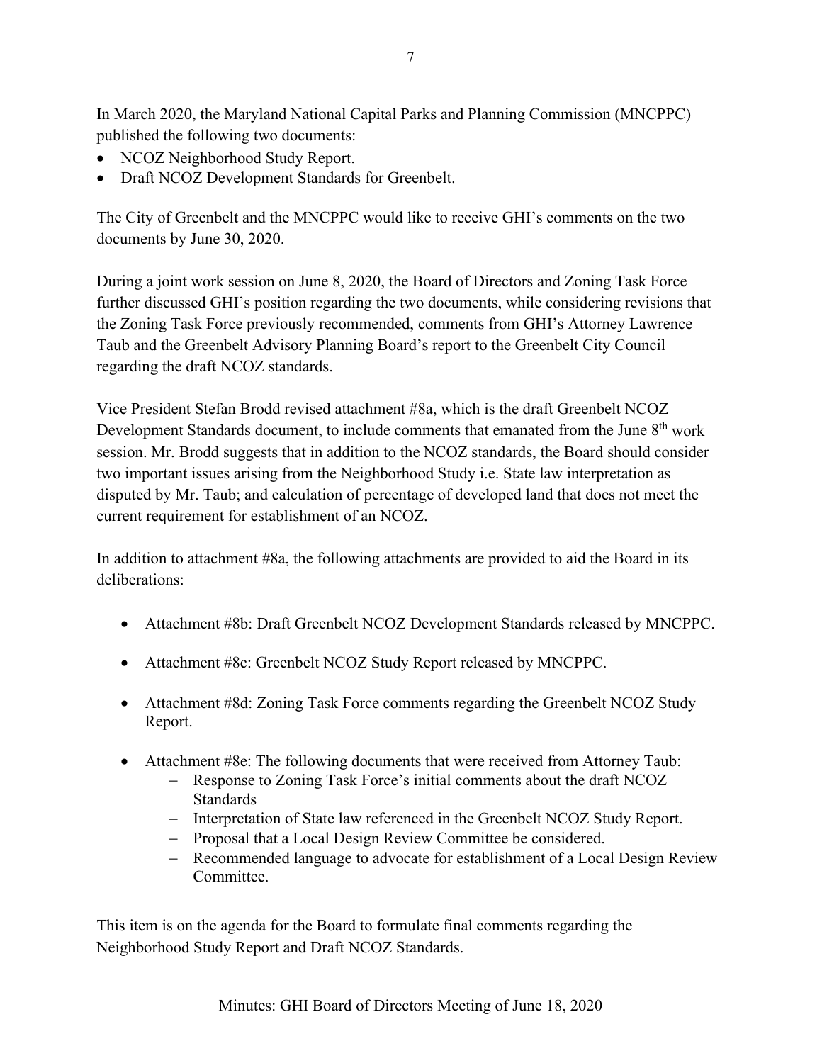In March 2020, the Maryland National Capital Parks and Planning Commission (MNCPPC) published the following two documents:

- NCOZ Neighborhood Study Report.
- Draft NCOZ Development Standards for Greenbelt.

The City of Greenbelt and the MNCPPC would like to receive GHI's comments on the two documents by June 30, 2020.

During a joint work session on June 8, 2020, the Board of Directors and Zoning Task Force further discussed GHI's position regarding the two documents, while considering revisions that the Zoning Task Force previously recommended, comments from GHI's Attorney Lawrence Taub and the Greenbelt Advisory Planning Board's report to the Greenbelt City Council regarding the draft NCOZ standards.

Vice President Stefan Brodd revised attachment #8a, which is the draft Greenbelt NCOZ Development Standards document, to include comments that emanated from the June 8th work session. Mr. Brodd suggests that in addition to the NCOZ standards, the Board should consider two important issues arising from the Neighborhood Study i.e. State law interpretation as disputed by Mr. Taub; and calculation of percentage of developed land that does not meet the current requirement for establishment of an NCOZ.

In addition to attachment #8a, the following attachments are provided to aid the Board in its deliberations:

- Attachment #8b: Draft Greenbelt NCOZ Development Standards released by MNCPPC.
- Attachment #8c: Greenbelt NCOZ Study Report released by MNCPPC.
- Attachment #8d: Zoning Task Force comments regarding the Greenbelt NCOZ Study Report.
- Attachment #8e: The following documents that were received from Attorney Taub:
  - Response to Zoning Task Force's initial comments about the draft NCOZ Standards
  - Interpretation of State law referenced in the Greenbelt NCOZ Study Report.
  - Proposal that a Local Design Review Committee be considered.
  - Recommended language to advocate for establishment of a Local Design Review Committee.

This item is on the agenda for the Board to formulate final comments regarding the Neighborhood Study Report and Draft NCOZ Standards.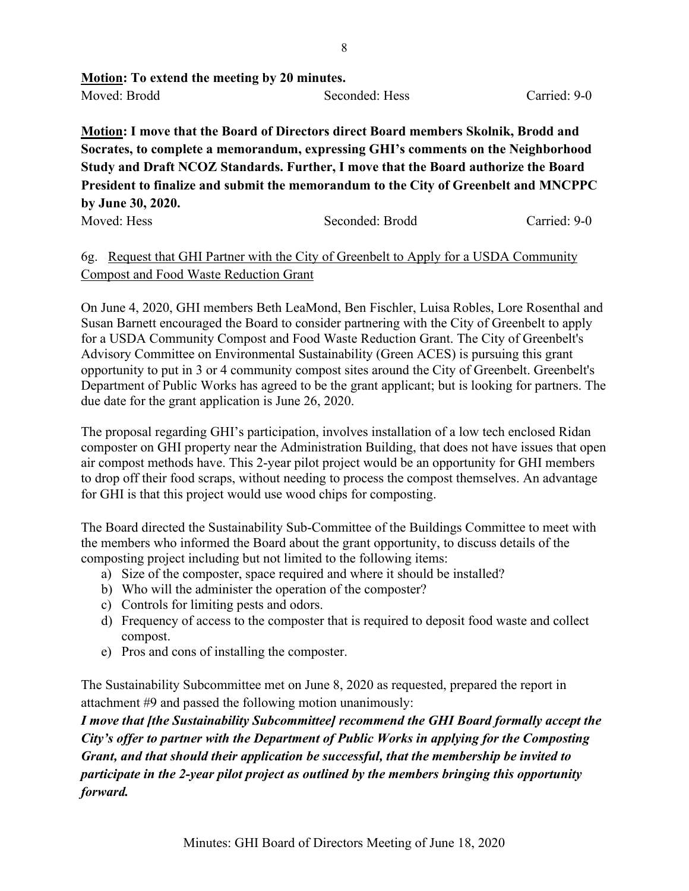**<u>Motion</u>: To extend the meeting by 20 minutes.**

Moved: Brodd Seconded: Hess Carried: 9-0

**<u>Motion</u>: I move that the Board of Directors direct Board members Skolnik, Brodd and Socrates, to complete a memorandum, expressing GHI's comments on the Neighborhood Study and Draft NCOZ Standards. Further, I move that the Board authorize the Board President to finalize and submit the memorandum to the City of Greenbelt and MNCPPC by June 30, 2020.**

Moved: Hess Seconded: Brodd Carried: 9-0

6g. <u>Request that GHI Partner with the City of Greenbelt to Apply for a USDA Community Compost and Food Waste Reduction Grant</u>

On June 4, 2020, GHI members Beth LeaMond, Ben Fischler, Luisa Robles, Lore Rosenthal and Susan Barnett encouraged the Board to consider partnering with the City of Greenbelt to apply for a USDA Community Compost and Food Waste Reduction Grant. The City of Greenbelt's Advisory Committee on Environmental Sustainability (Green ACES) is pursuing this grant opportunity to put in 3 or 4 community compost sites around the City of Greenbelt. Greenbelt's Department of Public Works has agreed to be the grant applicant; but is looking for partners. The due date for the grant application is June 26, 2020.

The proposal regarding GHI's participation, involves installation of a low tech enclosed Ridan composter on GHI property near the Administration Building, that does not have issues that open air compost methods have. This 2-year pilot project would be an opportunity for GHI members to drop off their food scraps, without needing to process the compost themselves. An advantage for GHI is that this project would use wood chips for composting.

The Board directed the Sustainability Sub-Committee of the Buildings Committee to meet with the members who informed the Board about the grant opportunity, to discuss details of the composting project including but not limited to the following items:

a) Size of the composter, space required and where it should be installed?
b) Who will the administer the operation of the composter?
c) Controls for limiting pests and odors.
d) Frequency of access to the composter that is required to deposit food waste and collect compost.
e) Pros and cons of installing the composter.

The Sustainability Subcommittee met on June 8, 2020 as requested, prepared the report in attachment #9 and passed the following motion unanimously:

***I move that [the Sustainability Subcommittee] recommend the GHI Board formally accept the City's offer to partner with the Department of Public Works in applying for the Composting Grant, and that should their application be successful, that the membership be invited to participate in the 2-year pilot project as outlined by the members bringing this opportunity forward.***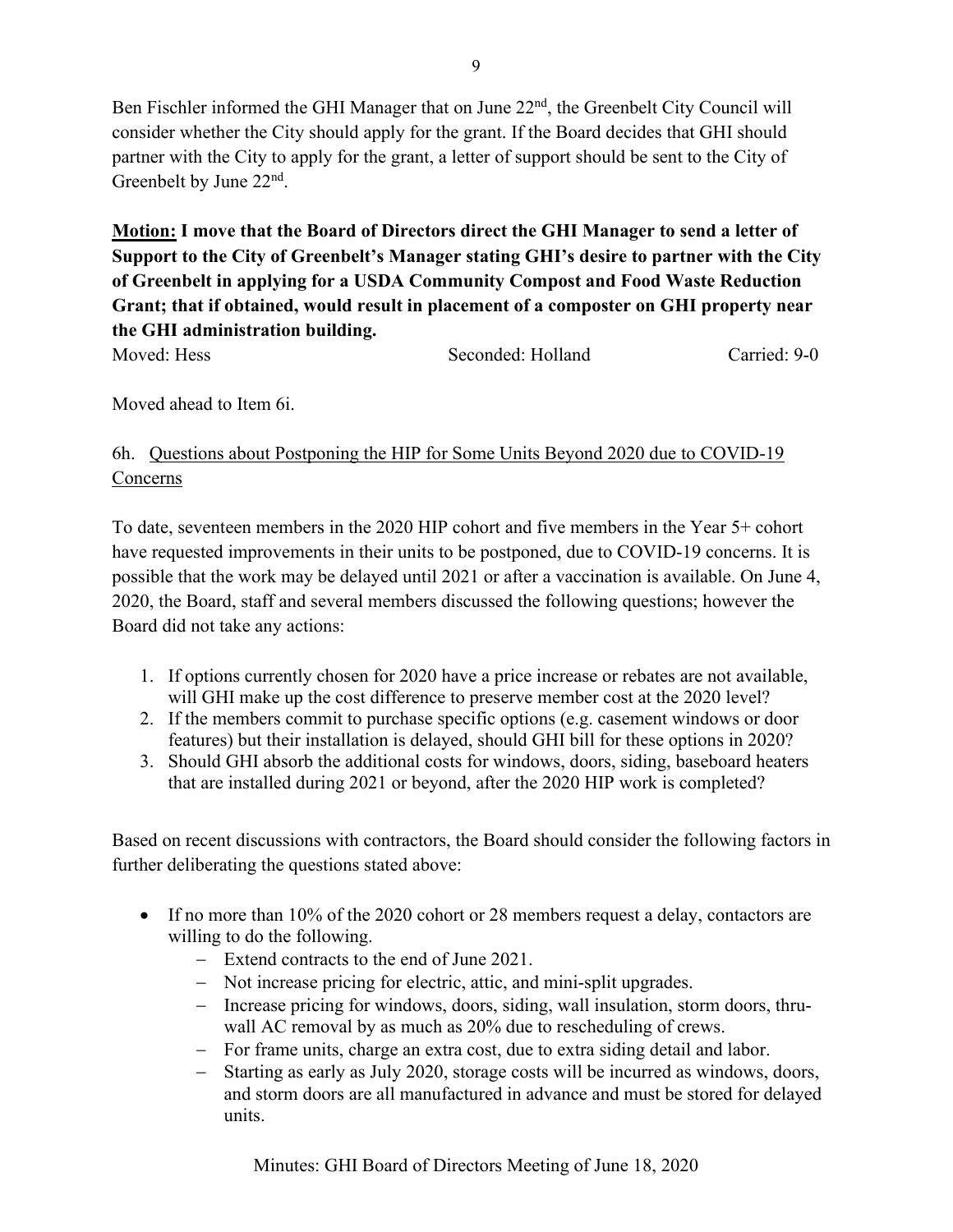Ben Fischler informed the GHI Manager that on June 22nd, the Greenbelt City Council will consider whether the City should apply for the grant. If the Board decides that GHI should partner with the City to apply for the grant, a letter of support should be sent to the City of Greenbelt by June 22nd.

**<u>Motion:</u> I move that the Board of Directors direct the GHI Manager to send a letter of Support to the City of Greenbelt's Manager stating GHI's desire to partner with the City of Greenbelt in applying for a USDA Community Compost and Food Waste Reduction Grant; that if obtained, would result in placement of a composter on GHI property near the GHI administration building.**

Moved: Hess　　　　Seconded: Holland　　　　Carried: 9-0

Moved ahead to Item 6i.

6h. <u>Questions about Postponing the HIP for Some Units Beyond 2020 due to COVID-19 Concerns</u>

To date, seventeen members in the 2020 HIP cohort and five members in the Year 5+ cohort have requested improvements in their units to be postponed, due to COVID-19 concerns. It is possible that the work may be delayed until 2021 or after a vaccination is available. On June 4, 2020, the Board, staff and several members discussed the following questions; however the Board did not take any actions:

1. If options currently chosen for 2020 have a price increase or rebates are not available, will GHI make up the cost difference to preserve member cost at the 2020 level?
2. If the members commit to purchase specific options (e.g. casement windows or door features) but their installation is delayed, should GHI bill for these options in 2020?
3. Should GHI absorb the additional costs for windows, doors, siding, baseboard heaters that are installed during 2021 or beyond, after the 2020 HIP work is completed?

Based on recent discussions with contractors, the Board should consider the following factors in further deliberating the questions stated above:

- If no more than 10% of the 2020 cohort or 28 members request a delay, contactors are willing to do the following.
  - Extend contracts to the end of June 2021.
  - Not increase pricing for electric, attic, and mini-split upgrades.
  - Increase pricing for windows, doors, siding, wall insulation, storm doors, thru-wall AC removal by as much as 20% due to rescheduling of crews.
  - For frame units, charge an extra cost, due to extra siding detail and labor.
  - Starting as early as July 2020, storage costs will be incurred as windows, doors, and storm doors are all manufactured in advance and must be stored for delayed units.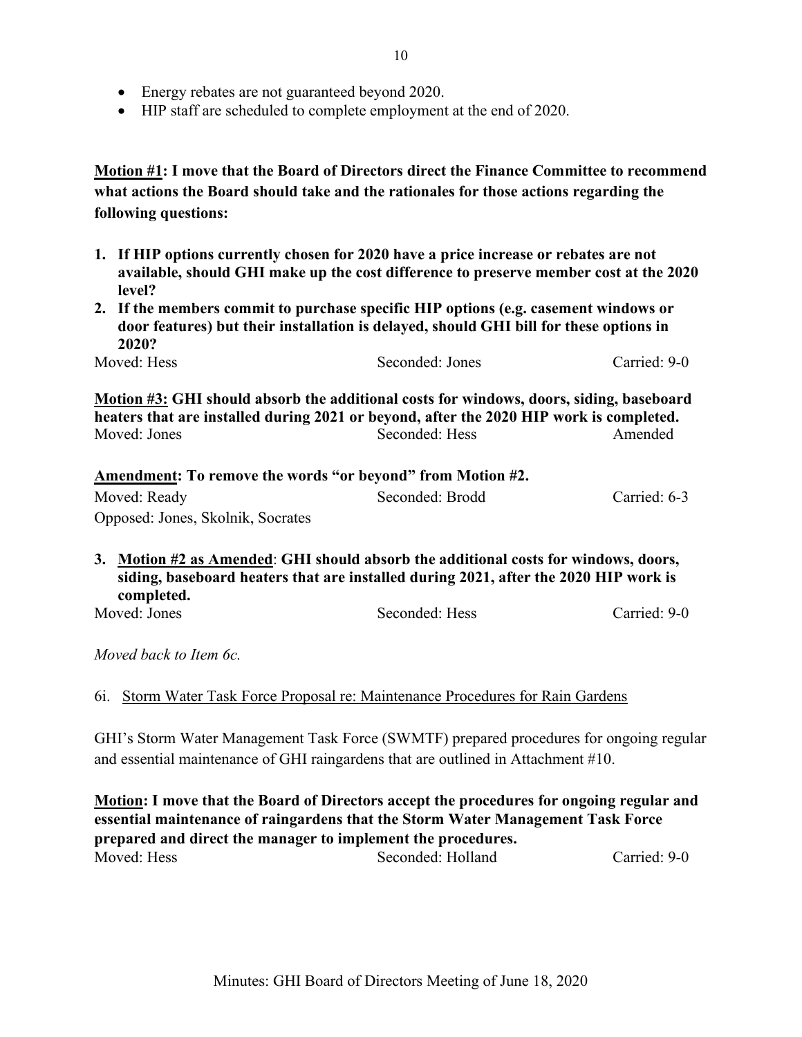- Energy rebates are not guaranteed beyond 2020.
- HIP staff are scheduled to complete employment at the end of 2020.

**<u>Motion #1</u>: I move that the Board of Directors direct the Finance Committee to recommend what actions the Board should take and the rationales for those actions regarding the following questions:**

1. **If HIP options currently chosen for 2020 have a price increase or rebates are not available, should GHI make up the cost difference to preserve member cost at the 2020 level?**
2. **If the members commit to purchase specific HIP options (e.g. casement windows or door features) but their installation is delayed, should GHI bill for these options in 2020?**

Moved: Hess Seconded: Jones Carried: 9-0

**<u>Motion #3:</u> GHI should absorb the additional costs for windows, doors, siding, baseboard heaters that are installed during 2021 or beyond, after the 2020 HIP work is completed.**

Moved: Jones Seconded: Hess Amended

**<u>Amendment</u>: To remove the words "or beyond" from Motion #2.**

Moved: Ready Seconded: Brodd Carried: 6-3

Opposed: Jones, Skolnik, Socrates

3. **<u>Motion #2 as Amended</u>: GHI should absorb the additional costs for windows, doors, siding, baseboard heaters that are installed during 2021, after the 2020 HIP work is completed.**

Moved: Jones Seconded: Hess Carried: 9-0

*Moved back to Item 6c.*

6i. <u>Storm Water Task Force Proposal re: Maintenance Procedures for Rain Gardens</u>

GHI's Storm Water Management Task Force (SWMTF) prepared procedures for ongoing regular and essential maintenance of GHI raingardens that are outlined in Attachment #10.

**<u>Motion</u>: I move that the Board of Directors accept the procedures for ongoing regular and essential maintenance of raingardens that the Storm Water Management Task Force prepared and direct the manager to implement the procedures.**

Moved: Hess Seconded: Holland Carried: 9-0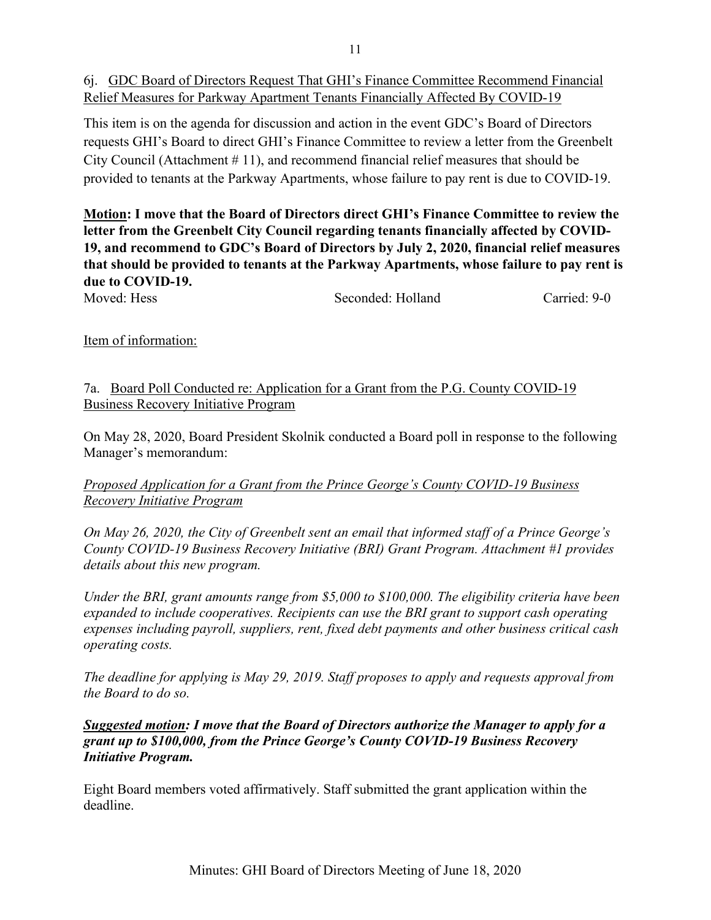6j. GDC Board of Directors Request That GHI's Finance Committee Recommend Financial Relief Measures for Parkway Apartment Tenants Financially Affected By COVID-19

This item is on the agenda for discussion and action in the event GDC's Board of Directors requests GHI's Board to direct GHI's Finance Committee to review a letter from the Greenbelt City Council (Attachment # 11), and recommend financial relief measures that should be provided to tenants at the Parkway Apartments, whose failure to pay rent is due to COVID-19.

**Motion: I move that the Board of Directors direct GHI's Finance Committee to review the letter from the Greenbelt City Council regarding tenants financially affected by COVID-19, and recommend to GDC's Board of Directors by July 2, 2020, financial relief measures that should be provided to tenants at the Parkway Apartments, whose failure to pay rent is due to COVID-19.**

Moved: Hess　　　　Seconded: Holland　　　　Carried: 9-0

Item of information:

7a. Board Poll Conducted re: Application for a Grant from the P.G. County COVID-19 Business Recovery Initiative Program

On May 28, 2020, Board President Skolnik conducted a Board poll in response to the following Manager's memorandum:

*Proposed Application for a Grant from the Prince George's County COVID-19 Business Recovery Initiative Program*

*On May 26, 2020, the City of Greenbelt sent an email that informed staff of a Prince George's County COVID-19 Business Recovery Initiative (BRI) Grant Program. Attachment #1 provides details about this new program.*

*Under the BRI, grant amounts range from $5,000 to $100,000. The eligibility criteria have been expanded to include cooperatives. Recipients can use the BRI grant to support cash operating expenses including payroll, suppliers, rent, fixed debt payments and other business critical cash operating costs.*

*The deadline for applying is May 29, 2019. Staff proposes to apply and requests approval from the Board to do so.*

***Suggested motion: I move that the Board of Directors authorize the Manager to apply for a grant up to $100,000, from the Prince George's County COVID-19 Business Recovery Initiative Program.***

Eight Board members voted affirmatively. Staff submitted the grant application within the deadline.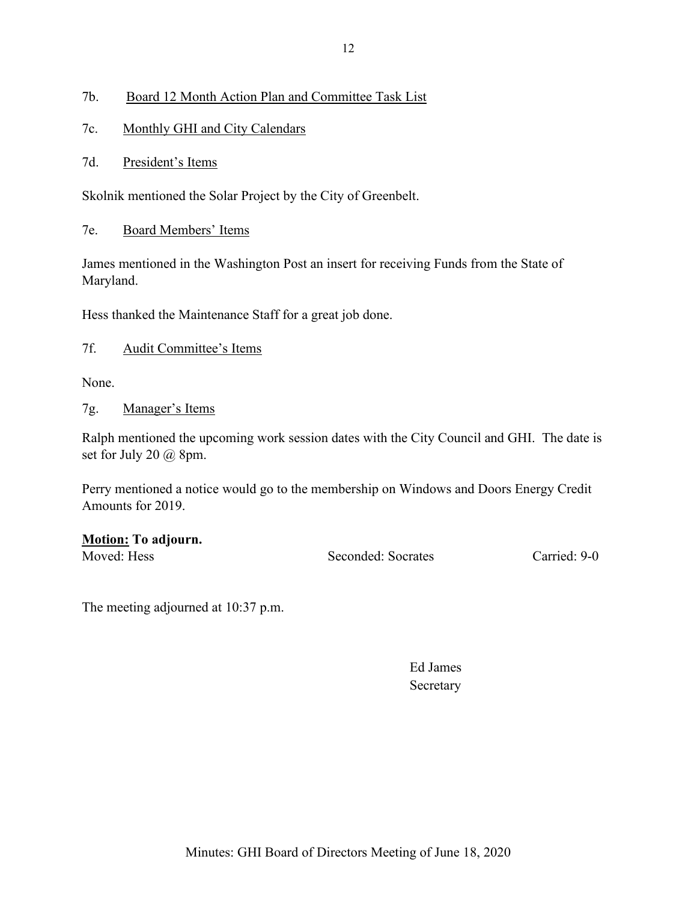7b. Board 12 Month Action Plan and Committee Task List

7c. Monthly GHI and City Calendars

7d. President's Items

Skolnik mentioned the Solar Project by the City of Greenbelt.

7e. Board Members' Items

James mentioned in the Washington Post an insert for receiving Funds from the State of Maryland.

Hess thanked the Maintenance Staff for a great job done.

7f. Audit Committee's Items

None.

7g. Manager's Items

Ralph mentioned the upcoming work session dates with the City Council and GHI. The date is set for July 20 @ 8pm.

Perry mentioned a notice would go to the membership on Windows and Doors Energy Credit Amounts for 2019.

**Motion: To adjourn.**

Moved: Hess Seconded: Socrates Carried: 9-0

The meeting adjourned at 10:37 p.m.

Ed James
Secretary

Minutes: GHI Board of Directors Meeting of June 18, 2020